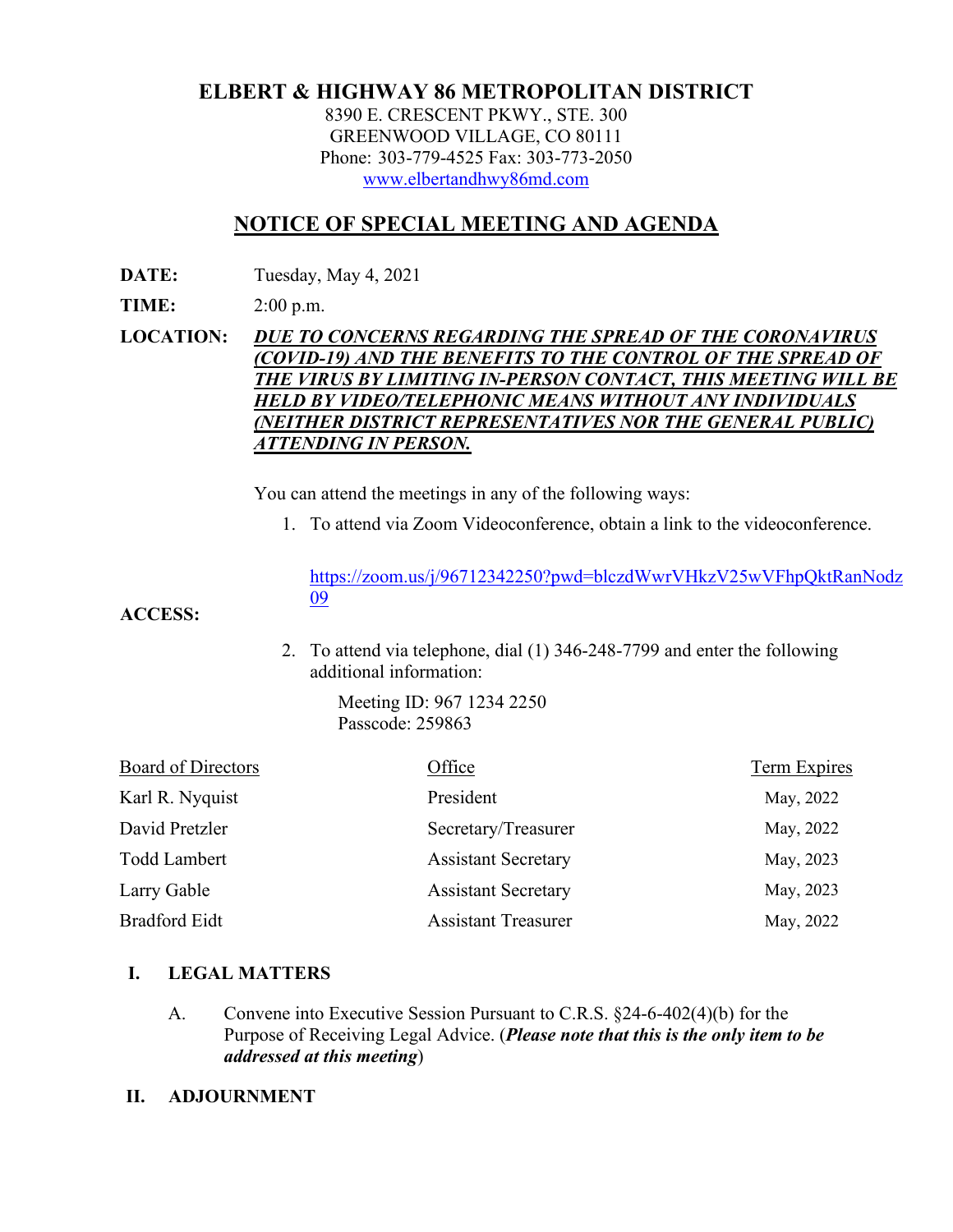# ELBERT & HIGHWAY 86 METROPOLITAN DISTRICT

8390 E. CRESCENT PKWY., STE. 300
GREENWOOD VILLAGE, CO 80111
Phone: 303-779-4525 Fax: 303-773-2050
www.elbertandhwy86md.com

## NOTICE OF SPECIAL MEETING AND AGENDA

**DATE:** Tuesday, May 4, 2021

**TIME:** 2:00 p.m.

**LOCATION:** ***DUE TO CONCERNS REGARDING THE SPREAD OF THE CORONAVIRUS (COVID-19) AND THE BENEFITS TO THE CONTROL OF THE SPREAD OF THE VIRUS BY LIMITING IN-PERSON CONTACT, THIS MEETING WILL BE HELD BY VIDEO/TELEPHONIC MEANS WITHOUT ANY INDIVIDUALS (NEITHER DISTRICT REPRESENTATIVES NOR THE GENERAL PUBLIC) ATTENDING IN PERSON.***

**ACCESS:**

You can attend the meetings in any of the following ways:

1. To attend via Zoom Videoconference, obtain a link to the videoconference.

   https://zoom.us/j/96712342250?pwd=blczdWwrVHkzV25wVFhpQktRanNodz09

2. To attend via telephone, dial (1) 346-248-7799 and enter the following additional information:

   Meeting ID: 967 1234 2250
   Passcode: 259863

| Board of Directors | Office | Term Expires |
|---|---|---|
| Karl R. Nyquist | President | May, 2022 |
| David Pretzler | Secretary/Treasurer | May, 2022 |
| Todd Lambert | Assistant Secretary | May, 2023 |
| Larry Gable | Assistant Secretary | May, 2023 |
| Bradford Eidt | Assistant Treasurer | May, 2022 |

### I. LEGAL MATTERS

A. Convene into Executive Session Pursuant to C.R.S. §24-6-402(4)(b) for the Purpose of Receiving Legal Advice. (***Please note that this is the only item to be addressed at this meeting***)

### II. ADJOURNMENT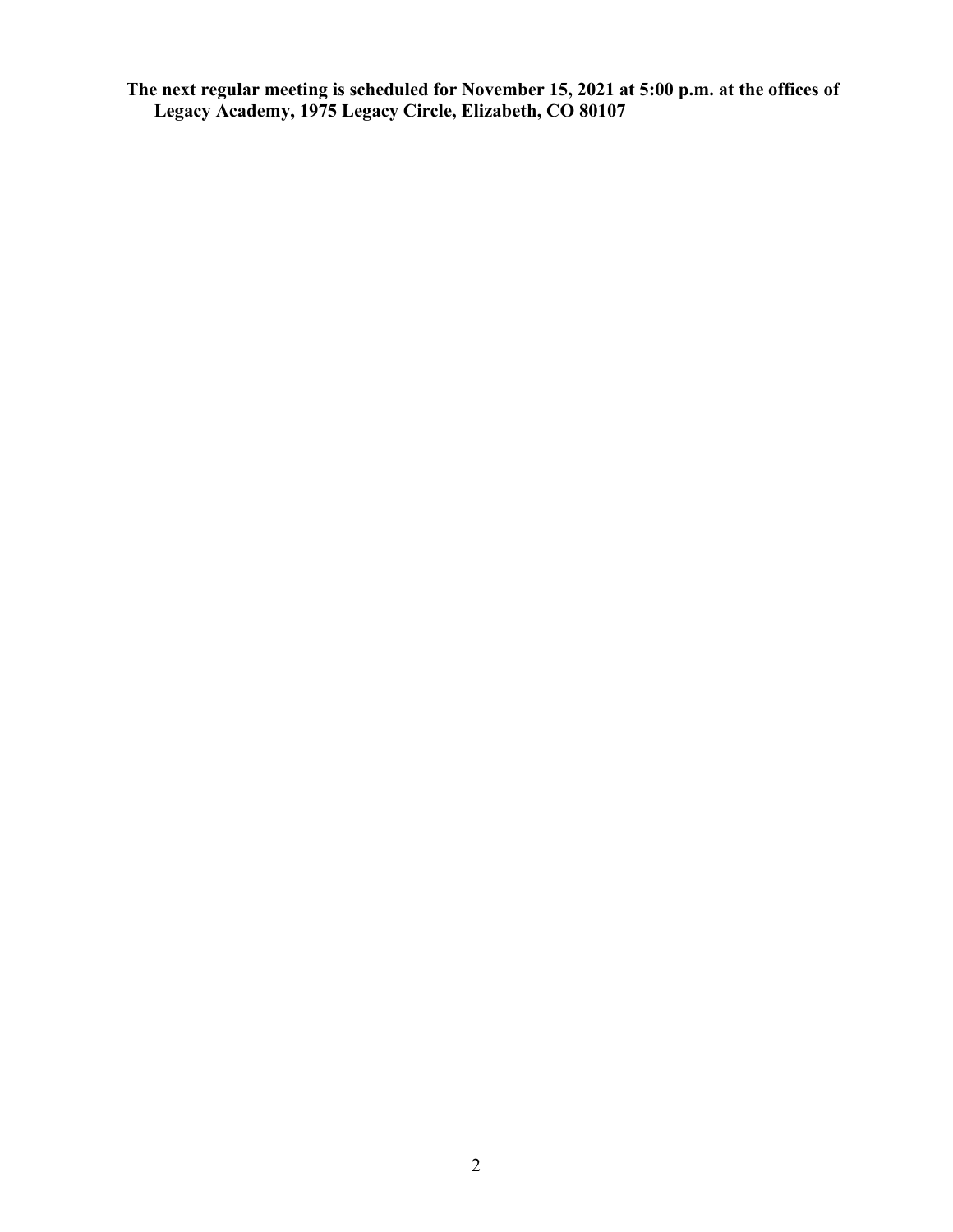**The next regular meeting is scheduled for November 15, 2021 at 5:00 p.m. at the offices of Legacy Academy, 1975 Legacy Circle, Elizabeth, CO 80107**